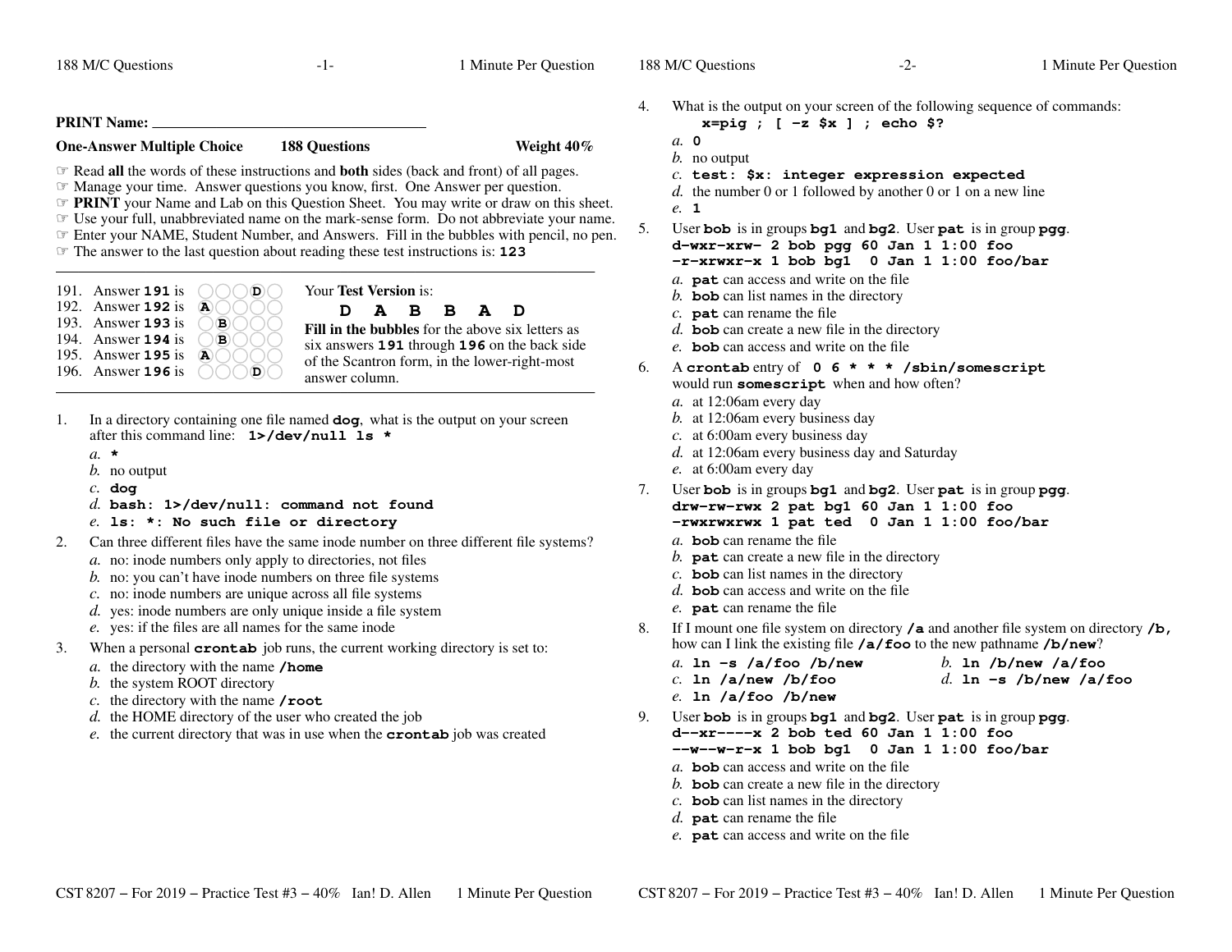**PRINT Name:** ______________________________

**One-Answer Multiple Choice** **188 Questions** **Weight 40%**

☞ Read **all** the words of these instructions and **both** sides (back and front) of all pages.
☞ Manage your time. Answer questions you know, first. One Answer per question.
☞ **PRINT** your Name and Lab on this Question Sheet. You may write or draw on this sheet.
☞ Use your full, unabbreviated name on the mark-sense form. Do not abbreviate your name.
☞ Enter your NAME, Student Number, and Answers. Fill in the bubbles with pencil, no pen.
☞ The answer to the last question about reading these test instructions is: **123**

---

191. Answer **191** is D
192. Answer **192** is A
193. Answer **193** is B
194. Answer **194** is B
195. Answer **195** is A
196. Answer **196** is D

Your **Test Version** is:

**D A B B A D**

**Fill in the bubbles** for the above six letters as six answers **191** through **196** on the back side of the Scantron form, in the lower-right-most answer column.

---

1. In a directory containing one file named **dog**, what is the output on your screen after this command line: **1>/dev/null ls ***
   *a.* `*`
   *b.* no output
   *c.* `dog`
   *d.* `bash: 1>/dev/null: command not found`
   *e.* `ls: *: No such file or directory`

2. Can three different files have the same inode number on three different file systems?
   *a.* no: inode numbers only apply to directories, not files
   *b.* no: you can't have inode numbers on three file systems
   *c.* no: inode numbers are unique across all file systems
   *d.* yes: inode numbers are only unique inside a file system
   *e.* yes: if the files are all names for the same inode

3. When a personal **crontab** job runs, the current working directory is set to:
   *a.* the directory with the name **/home**
   *b.* the system ROOT directory
   *c.* the directory with the name **/root**
   *d.* the HOME directory of the user who created the job
   *e.* the current directory that was in use when the **crontab** job was created

4. What is the output on your screen of the following sequence of commands:
   **x=pig ; [ -z $x ] ; echo $?**
   *a.* `0`
   *b.* no output
   *c.* `test: $x: integer expression expected`
   *d.* the number 0 or 1 followed by another 0 or 1 on a new line
   *e.* `1`

5. User **bob** is in groups **bg1** and **bg2**. User **pat** is in group **pgg**.
   ```
   d-wxr-xrw- 2 bob pgg 60 Jan 1 1:00 foo
   -r-xrwxr-x 1 bob bg1  0 Jan 1 1:00 foo/bar
   ```
   *a.* **pat** can access and write on the file
   *b.* **bob** can list names in the directory
   *c.* **pat** can rename the file
   *d.* **bob** can create a new file in the directory
   *e.* **bob** can access and write on the file

6. A **crontab** entry of **0 6 * * * /sbin/somescript** would run **somescript** when and how often?
   *a.* at 12:06am every day
   *b.* at 12:06am every business day
   *c.* at 6:00am every business day
   *d.* at 12:06am every business day and Saturday
   *e.* at 6:00am every day

7. User **bob** is in groups **bg1** and **bg2**. User **pat** is in group **pgg**.
   ```
   drw-rw-rwx 2 pat bg1 60 Jan 1 1:00 foo
   -rwxrwxrwx 1 pat ted  0 Jan 1 1:00 foo/bar
   ```
   *a.* **bob** can rename the file
   *b.* **pat** can create a new file in the directory
   *c.* **bob** can list names in the directory
   *d.* **bob** can access and write on the file
   *e.* **pat** can rename the file

8. If I mount one file system on directory **/a** and another file system on directory **/b,** how can I link the existing file **/a/foo** to the new pathname **/b/new**?
   *a.* `ln -s /a/foo /b/new`
   *b.* `ln /b/new /a/foo`
   *c.* `ln /a/new /b/foo`
   *d.* `ln -s /b/new /a/foo`
   *e.* `ln /a/foo /b/new`

9. User **bob** is in groups **bg1** and **bg2**. User **pat** is in group **pgg**.
   ```
   d--xr----x 2 bob ted 60 Jan 1 1:00 foo
   --w--w-r-x 1 bob bg1  0 Jan 1 1:00 foo/bar
   ```
   *a.* **bob** can access and write on the file
   *b.* **bob** can create a new file in the directory
   *c.* **bob** can list names in the directory
   *d.* **pat** can rename the file
   *e.* **pat** can access and write on the file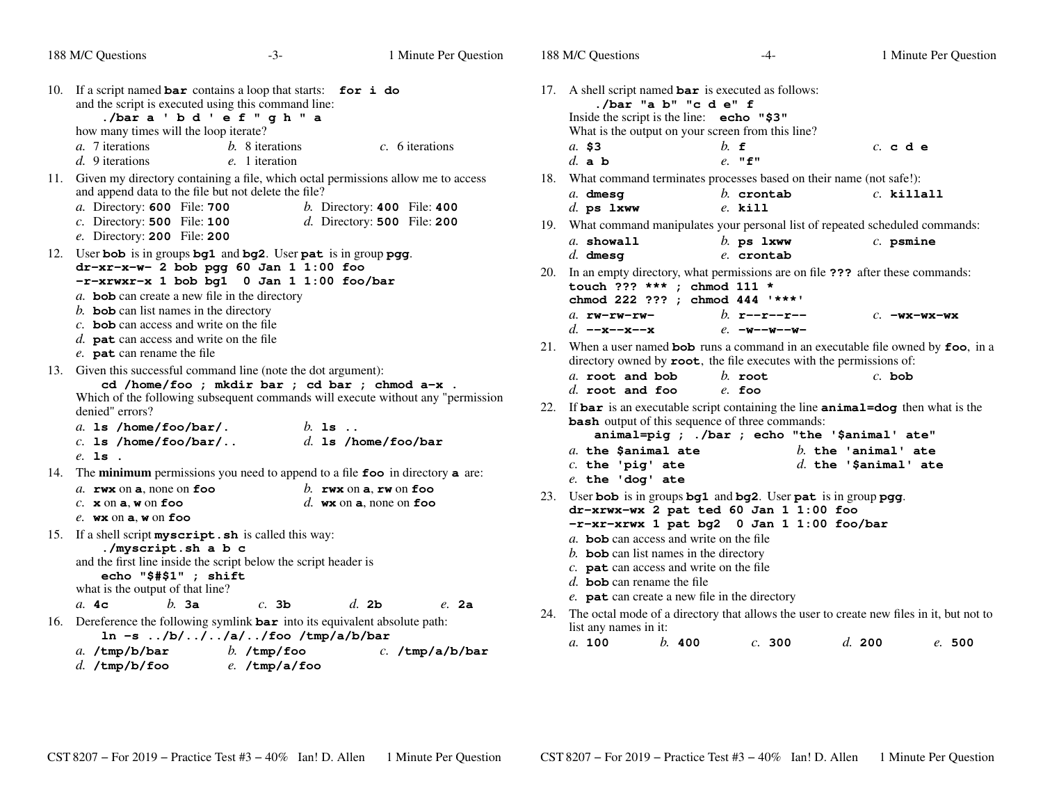10. If a script named **bar** contains a loop that starts: **for i do**
and the script is executed using this command line:
**./bar a ' b d ' e f " g h " a**
how many times will the loop iterate?
*a.* 7 iterations *b.* 8 iterations *c.* 6 iterations
*d.* 9 iterations *e.* 1 iteration

11. Given my directory containing a file, which octal permissions allow me to access and append data to the file but not delete the file?
*a.* Directory: **600** File: **700** *b.* Directory: **400** File: **400**
*c.* Directory: **500** File: **100** *d.* Directory: **500** File: **200**
*e.* Directory: **200** File: **200**

12. User **bob** is in groups **bg1** and **bg2**. User **pat** is in group **pgg**.
```
dr-xr-x-w- 2 bob pgg 60 Jan 1 1:00 foo
-r-xrwxr-x 1 bob bg1  0 Jan 1 1:00 foo/bar
```
*a.* **bob** can create a new file in the directory
*b.* **bob** can list names in the directory
*c.* **bob** can access and write on the file
*d.* **pat** can access and write on the file
*e.* **pat** can rename the file

13. Given this successful command line (note the dot argument):
**cd /home/foo ; mkdir bar ; cd bar ; chmod a-x .**
Which of the following subsequent commands will execute without any "permission denied" errors?
*a.* **ls /home/foo/bar/.** *b.* **ls ..**
*c.* **ls /home/foo/bar/..** *d.* **ls /home/foo/bar**
*e.* **ls .**

14. The **minimum** permissions you need to append to a file **foo** in directory **a** are:
*a.* **rwx** on **a**, none on **foo** *b.* **rwx** on **a**, **rw** on **foo**
*c.* **x** on **a**, **w** on **foo** *d.* **wx** on **a**, none on **foo**
*e.* **wx** on **a**, **w** on **foo**

15. If a shell script **myscript.sh** is called this way:
**./myscript.sh a b c**
and the first line inside the script below the script header is
**echo "$#$1" ; shift**
what is the output of that line?
*a.* **4c** *b.* **3a** *c.* **3b** *d.* **2b** *e.* **2a**

16. Dereference the following symlink **bar** into its equivalent absolute path:
**ln -s ../b/../../a/../foo /tmp/a/b/bar**
*a.* **/tmp/b/bar** *b.* **/tmp/foo** *c.* **/tmp/a/b/bar**
*d.* **/tmp/b/foo** *e.* **/tmp/a/foo**

17. A shell script named **bar** is executed as follows:
**./bar "a b" "c d e" f**
Inside the script is the line: **echo "$3"**
What is the output on your screen from this line?
*a.* **$3** *b.* **f** *c.* **c d e**
*d.* **a b** *e.* **"f"**

18. What command terminates processes based on their name (not safe!):
*a.* **dmesg** *b.* **crontab** *c.* **killall**
*d.* **ps lxww** *e.* **kill**

19. What command manipulates your personal list of repeated scheduled commands:
*a.* **showall** *b.* **ps lxww** *c.* **psmine**
*d.* **dmesg** *e.* **crontab**

20. In an empty directory, what permissions are on file **???** after these commands:
**touch ??? *** ; chmod 111 ***
**chmod 222 ??? ; chmod 444 '***'**
*a.* **rw-rw-rw-** *b.* **r--r--r--** *c.* **-wx-wx-wx**
*d.* **--x--x--x** *e.* **-w--w--w-**

21. When a user named **bob** runs a command in an executable file owned by **foo**, in a directory owned by **root**, the file executes with the permissions of:
*a.* **root and bob** *b.* **root** *c.* **bob**
*d.* **root and foo** *e.* **foo**

22. If **bar** is an executable script containing the line **animal=dog** then what is the **bash** output of this sequence of three commands:
**animal=pig ; ./bar ; echo "the '$animal' ate"**
*a.* **the $animal ate** *b.* **the 'animal' ate**
*c.* **the 'pig' ate** *d.* **the '$animal' ate**
*e.* **the 'dog' ate**

23. User **bob** is in groups **bg1** and **bg2**. User **pat** is in group **pgg**.
```
dr-xrwx-wx 2 pat ted 60 Jan 1 1:00 foo
-r-xr-xrwx 1 pat bg2  0 Jan 1 1:00 foo/bar
```
*a.* **bob** can access and write on the file
*b.* **bob** can list names in the directory
*c.* **pat** can access and write on the file
*d.* **bob** can rename the file
*e.* **pat** can create a new file in the directory

24. The octal mode of a directory that allows the user to create new files in it, but not to list any names in it:
*a.* **100** *b.* **400** *c.* **300** *d.* **200** *e.* **500**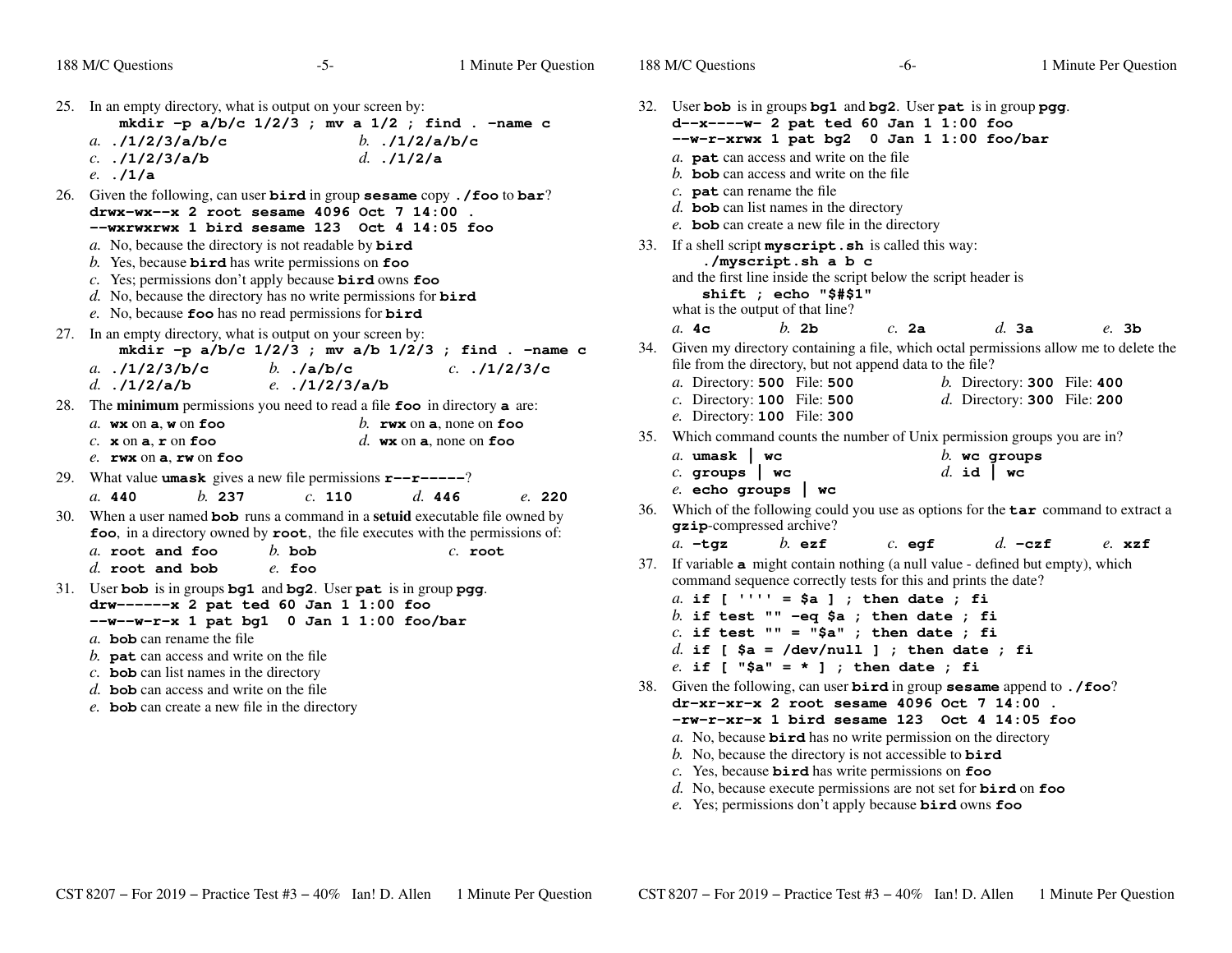25. In an empty directory, what is output on your screen by:
    **mkdir -p a/b/c 1/2/3 ; mv a 1/2 ; find . -name c**
    *a.* **./1/2/3/a/b/c** *b.* **./1/2/a/b/c**
    *c.* **./1/2/3/a/b** *d.* **./1/2/a**
    *e.* **./1/a**

26. Given the following, can user **bird** in group **sesame** copy **./foo** to **bar**?
    ```
    drwx-wx--x 2 root sesame 4096 Oct 7 14:00 .
    --wxrwxrwx 1 bird sesame 123  Oct 4 14:05 foo
    ```
    *a.* No, because the directory is not readable by **bird**
    *b.* Yes, because **bird** has write permissions on **foo**
    *c.* Yes; permissions don't apply because **bird** owns **foo**
    *d.* No, because the directory has no write permissions for **bird**
    *e.* No, because **foo** has no read permissions for **bird**

27. In an empty directory, what is output on your screen by:
    **mkdir -p a/b/c 1/2/3 ; mv a/b 1/2/3 ; find . -name c**
    *a.* **./1/2/3/b/c** *b.* **./a/b/c** *c.* **./1/2/3/c**
    *d.* **./1/2/a/b** *e.* **./1/2/3/a/b**

28. The **minimum** permissions you need to read a file **foo** in directory **a** are:
    *a.* **wx** on **a**, **w** on **foo** *b.* **rwx** on **a**, none on **foo**
    *c.* **x** on **a**, **r** on **foo** *d.* **wx** on **a**, none on **foo**
    *e.* **rwx** on **a**, **rw** on **foo**

29. What value **umask** gives a new file permissions **r--r-----**?
    *a.* **440** *b.* **237** *c.* **110** *d.* **446** *e.* **220**

30. When a user named **bob** runs a command in a **setuid** executable file owned by **foo**, in a directory owned by **root**, the file executes with the permissions of:
    *a.* **root and foo** *b.* **bob** *c.* **root**
    *d.* **root and bob** *e.* **foo**

31. User **bob** is in groups **bg1** and **bg2**. User **pat** is in group **pgg**.
    ```
    drw------x 2 pat ted 60 Jan 1 1:00 foo
    --w--w-r-x 1 pat bg1  0 Jan 1 1:00 foo/bar
    ```
    *a.* **bob** can rename the file
    *b.* **pat** can access and write on the file
    *c.* **bob** can list names in the directory
    *d.* **bob** can access and write on the file
    *e.* **bob** can create a new file in the directory

32. User **bob** is in groups **bg1** and **bg2**. User **pat** is in group **pgg**.
    ```
    d--x----w- 2 pat ted 60 Jan 1 1:00 foo
    --w-r-xrwx 1 pat bg2  0 Jan 1 1:00 foo/bar
    ```
    *a.* **pat** can access and write on the file
    *b.* **bob** can access and write on the file
    *c.* **pat** can rename the file
    *d.* **bob** can list names in the directory
    *e.* **bob** can create a new file in the directory

33. If a shell script **myscript.sh** is called this way:
    **./myscript.sh a b c**
    and the first line inside the script below the script header is
    **shift ; echo "$#$1"**
    what is the output of that line?
    *a.* **4c** *b.* **2b** *c.* **2a** *d.* **3a** *e.* **3b**

34. Given my directory containing a file, which octal permissions allow me to delete the file from the directory, but not append data to the file?
    *a.* Directory: **500** File: **500** *b.* Directory: **300** File: **400**
    *c.* Directory: **100** File: **500** *d.* Directory: **300** File: **200**
    *e.* Directory: **100** File: **300**

35. Which command counts the number of Unix permission groups you are in?
    *a.* **umask | wc** *b.* **wc groups**
    *c.* **groups | wc** *d.* **id | wc**
    *e.* **echo groups | wc**

36. Which of the following could you use as options for the **tar** command to extract a **gzip**-compressed archive?
    *a.* **-tgz** *b.* **ezf** *c.* **egf** *d.* **-czf** *e.* **xzf**

37. If variable **a** might contain nothing (a null value - defined but empty), which command sequence correctly tests for this and prints the date?
    *a.* **if [ '''' = $a ] ; then date ; fi**
    *b.* **if test "" -eq $a ; then date ; fi**
    *c.* **if test "" = "$a" ; then date ; fi**
    *d.* **if [ $a = /dev/null ] ; then date ; fi**
    *e.* **if [ "$a" = * ] ; then date ; fi**

38. Given the following, can user **bird** in group **sesame** append to **./foo**?
    ```
    dr-xr-xr-x 2 root sesame 4096 Oct 7 14:00 .
    -rw-r-xr-x 1 bird sesame 123  Oct 4 14:05 foo
    ```
    *a.* No, because **bird** has no write permission on the directory
    *b.* No, because the directory is not accessible to **bird**
    *c.* Yes, because **bird** has write permissions on **foo**
    *d.* No, because execute permissions are not set for **bird** on **foo**
    *e.* Yes; permissions don't apply because **bird** owns **foo**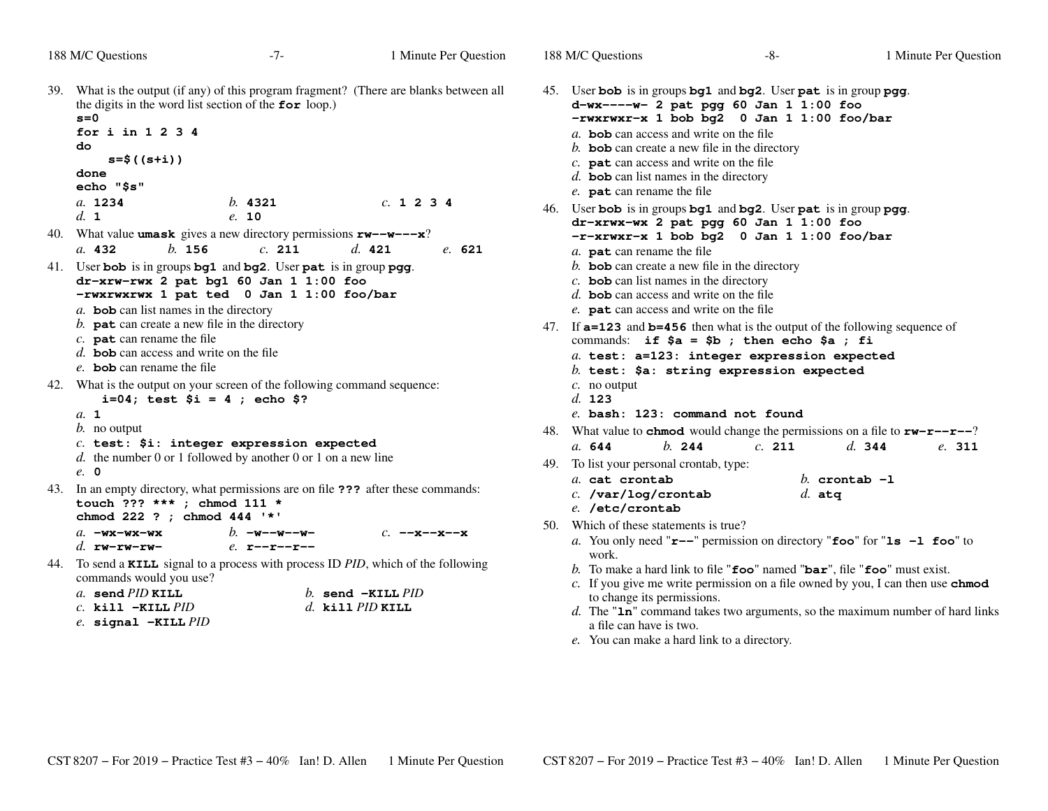39. What is the output (if any) of this program fragment? (There are blanks between all the digits in the word list section of the **for** loop.)

```
s=0
for i in 1 2 3 4
do
    s=$((s+i))
done
echo "$s"
```

*a.* **1234** *b.* **4321** *c.* **1 2 3 4**
*d.* **1** *e.* **10**

40. What value **umask** gives a new directory permissions **rw--w---x**?

*a.* **432** *b.* **156** *c.* **211** *d.* **421** *e.* **621**

41. User **bob** is in groups **bg1** and **bg2**. User **pat** is in group **pgg**.

```
dr-xrw-rwx 2 pat bg1 60 Jan 1 1:00 foo
-rwxrwxrwx 1 pat ted  0 Jan 1 1:00 foo/bar
```

*a.* **bob** can list names in the directory
*b.* **pat** can create a new file in the directory
*c.* **pat** can rename the file
*d.* **bob** can access and write on the file
*e.* **bob** can rename the file

42. What is the output on your screen of the following command sequence:

```
i=04; test $i = 4 ; echo $?
```

*a.* **1**
*b.* no output
*c.* **test: $i: integer expression expected**
*d.* the number 0 or 1 followed by another 0 or 1 on a new line
*e.* **0**

43. In an empty directory, what permissions are on file **???** after these commands:

```
touch ??? *** ; chmod 111 *
chmod 222 ? ; chmod 444 '*'
```

*a.* **-wx-wx-wx** *b.* **-w--w--w-** *c.* **--x--x--x**
*d.* **rw-rw-rw-** *e.* **r--r--r--**

44. To send a **KILL** signal to a process with process ID *PID*, which of the following commands would you use?

*a.* **send** *PID* **KILL** *b.* **send -KILL** *PID*
*c.* **kill -KILL** *PID* *d.* **kill** *PID* **KILL**
*e.* **signal -KILL** *PID*

45. User **bob** is in groups **bg1** and **bg2**. User **pat** is in group **pgg**.

```
d-wx----w- 2 pat pgg 60 Jan 1 1:00 foo
-rwxrwxr-x 1 bob bg2  0 Jan 1 1:00 foo/bar
```

*a.* **bob** can access and write on the file
*b.* **bob** can create a new file in the directory
*c.* **pat** can access and write on the file
*d.* **bob** can list names in the directory
*e.* **pat** can rename the file

46. User **bob** is in groups **bg1** and **bg2**. User **pat** is in group **pgg**.

```
dr-xrwx-wx 2 pat pgg 60 Jan 1 1:00 foo
-r-xrwxr-x 1 bob bg2  0 Jan 1 1:00 foo/bar
```

*a.* **pat** can rename the file
*b.* **bob** can create a new file in the directory
*c.* **bob** can list names in the directory
*d.* **bob** can access and write on the file
*e.* **pat** can access and write on the file

47. If **a=123** and **b=456** then what is the output of the following sequence of commands: **if $a = $b ; then echo $a ; fi**

*a.* **test: a=123: integer expression expected**
*b.* **test: $a: string expression expected**
*c.* no output
*d.* **123**
*e.* **bash: 123: command not found**

48. What value to **chmod** would change the permissions on a file to **rw-r--r--**?

*a.* **644** *b.* **244** *c.* **211** *d.* **344** *e.* **311**

49. To list your personal crontab, type:

*a.* **cat crontab** *b.* **crontab -l**
*c.* **/var/log/crontab** *d.* **atq**
*e.* **/etc/crontab**

50. Which of these statements is true?

*a.* You only need "**r--**" permission on directory "**foo**" for "**ls -l foo**" to work.
*b.* To make a hard link to file "**foo**" named "**bar**", file "**foo**" must exist.
*c.* If you give me write permission on a file owned by you, I can then use **chmod** to change its permissions.
*d.* The "**ln**" command takes two arguments, so the maximum number of hard links a file can have is two.
*e.* You can make a hard link to a directory.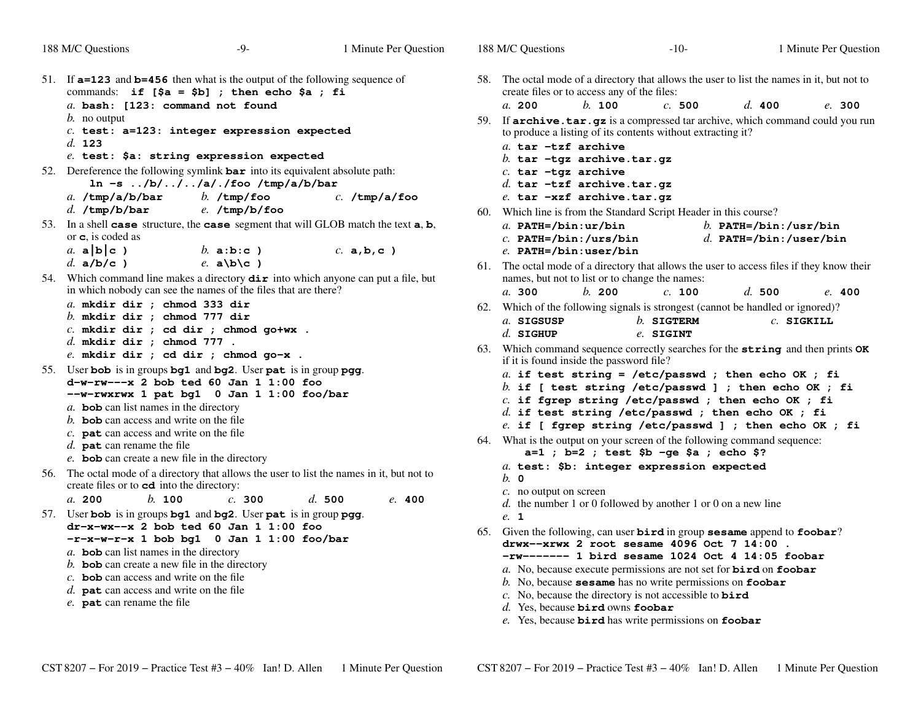51. If **a=123** and **b=456** then what is the output of the following sequence of commands: **if [$a = $b] ; then echo $a ; fi**
    *a.* **bash: [123: command not found**
    *b.* no output
    *c.* **test: a=123: integer expression expected**
    *d.* **123**
    *e.* **test: $a: string expression expected**

52. Dereference the following symlink **bar** into its equivalent absolute path:
    **ln -s ../b/../../a/./foo /tmp/a/b/bar**
    *a.* **/tmp/a/b/bar**   *b.* **/tmp/foo**   *c.* **/tmp/a/foo**
    *d.* **/tmp/b/bar**   *e.* **/tmp/b/foo**

53. In a shell **case** structure, the **case** segment that will GLOB match the text **a**, **b**, or **c**, is coded as
    *a.* **a|b|c )**   *b.* **a:b:c )**   *c.* **a,b,c )**
    *d.* **a/b/c )**   *e.* **a\b\c )**

54. Which command line makes a directory **dir** into which anyone can put a file, but in which nobody can see the names of the files that are there?
    *a.* **mkdir dir ; chmod 333 dir**
    *b.* **mkdir dir ; chmod 777 dir**
    *c.* **mkdir dir ; cd dir ; chmod go+wx .**
    *d.* **mkdir dir ; chmod 777 .**
    *e.* **mkdir dir ; cd dir ; chmod go-x .**

55. User **bob** is in groups **bg1** and **bg2**. User **pat** is in group **pgg**.
    ```
    d-w-rw---x 2 bob ted 60 Jan 1 1:00 foo
    --w-rwxrwx 1 pat bg1  0 Jan 1 1:00 foo/bar
    ```
    *a.* **bob** can list names in the directory
    *b.* **bob** can access and write on the file
    *c.* **pat** can access and write on the file
    *d.* **pat** can rename the file
    *e.* **bob** can create a new file in the directory

56. The octal mode of a directory that allows the user to list the names in it, but not to create files or to **cd** into the directory:
    *a.* **200**   *b.* **100**   *c.* **300**   *d.* **500**   *e.* **400**

57. User **bob** is in groups **bg1** and **bg2**. User **pat** is in group **pgg**.
    ```
    dr-x-wx--x 2 bob ted 60 Jan 1 1:00 foo
    -r-x-w-r-x 1 bob bg1  0 Jan 1 1:00 foo/bar
    ```
    *a.* **bob** can list names in the directory
    *b.* **bob** can create a new file in the directory
    *c.* **bob** can access and write on the file
    *d.* **pat** can access and write on the file
    *e.* **pat** can rename the file

58. The octal mode of a directory that allows the user to list the names in it, but not to create files or to access any of the files:
    *a.* **200**   *b.* **100**   *c.* **500**   *d.* **400**   *e.* **300**

59. If **archive.tar.gz** is a compressed tar archive, which command could you run to produce a listing of its contents without extracting it?
    *a.* **tar -tzf archive**
    *b.* **tar -tgz archive.tar.gz**
    *c.* **tar -tgz archive**
    *d.* **tar -tzf archive.tar.gz**
    *e.* **tar -xzf archive.tar.gz**

60. Which line is from the Standard Script Header in this course?
    *a.* **PATH=/bin:ur/bin**   *b.* **PATH=/bin:/usr/bin**
    *c.* **PATH=/bin:/urs/bin**   *d.* **PATH=/bin:/user/bin**
    *e.* **PATH=/bin:user/bin**

61. The octal mode of a directory that allows the user to access files if they know their names, but not to list or to change the names:
    *a.* **300**   *b.* **200**   *c.* **100**   *d.* **500**   *e.* **400**

62. Which of the following signals is strongest (cannot be handled or ignored)?
    *a.* **SIGSUSP**   *b.* **SIGTERM**   *c.* **SIGKILL**
    *d.* **SIGHUP**   *e.* **SIGINT**

63. Which command sequence correctly searches for the **string** and then prints **OK** if it is found inside the password file?
    *a.* **if test string = /etc/passwd ; then echo OK ; fi**
    *b.* **if [ test string /etc/passwd ] ; then echo OK ; fi**
    *c.* **if fgrep string /etc/passwd ; then echo OK ; fi**
    *d.* **if test string /etc/passwd ; then echo OK ; fi**
    *e.* **if [ fgrep string /etc/passwd ] ; then echo OK ; fi**

64. What is the output on your screen of the following command sequence:
    **a=1 ; b=2 ; test $b -ge $a ; echo $?**
    *a.* **test: $b: integer expression expected**
    *b.* **0**
    *c.* no output on screen
    *d.* the number 1 or 0 followed by another 1 or 0 on a new line
    *e.* **1**

65. Given the following, can user **bird** in group **sesame** append to **foobar**?
    ```
    drwx--xrwx 2 root sesame 4096 Oct 7 14:00 .
    -rw------- 1 bird sesame 1024 Oct 4 14:05 foobar
    ```
    *a.* No, because execute permissions are not set for **bird** on **foobar**
    *b.* No, because **sesame** has no write permissions on **foobar**
    *c.* No, because the directory is not accessible to **bird**
    *d.* Yes, because **bird** owns **foobar**
    *e.* Yes, because **bird** has write permissions on **foobar**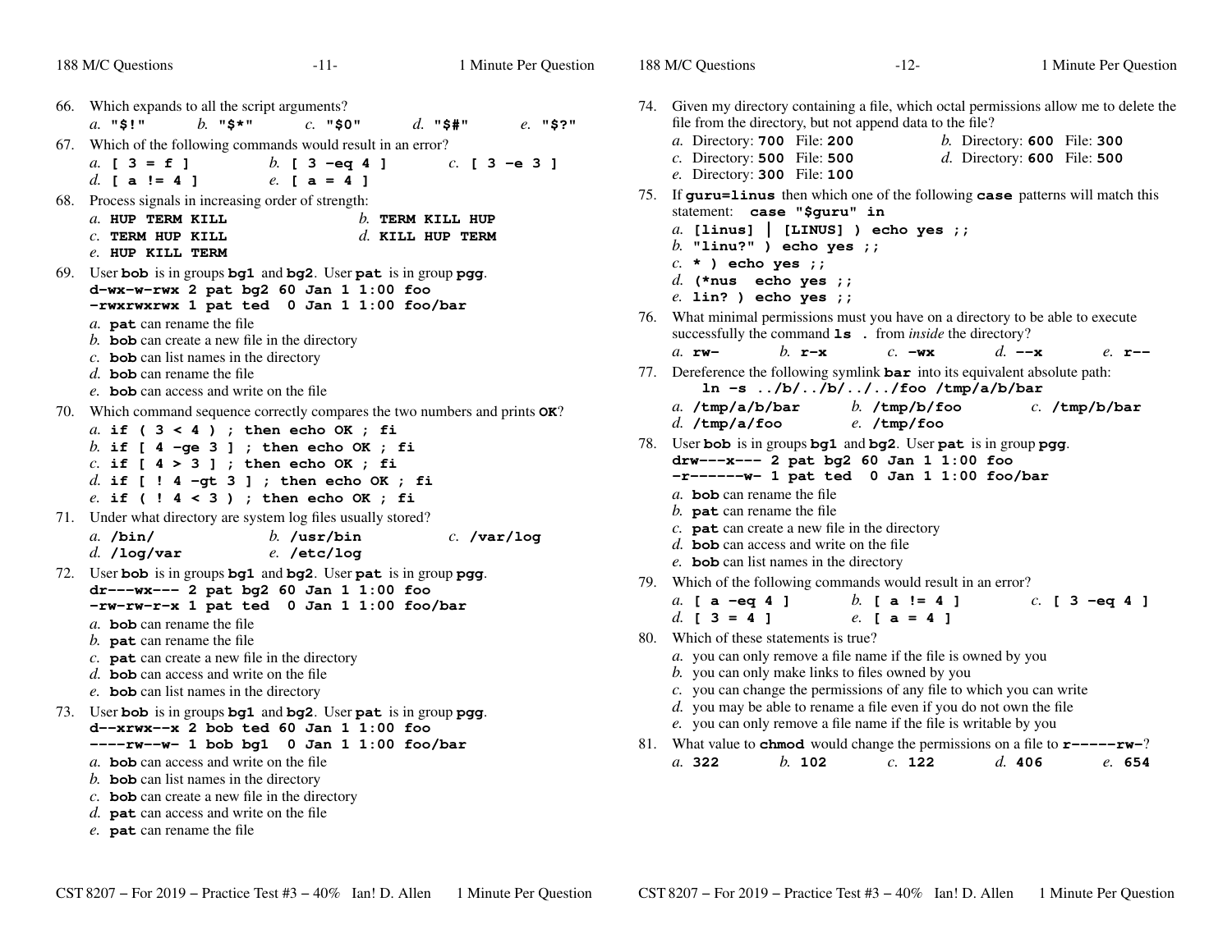66. Which expands to all the script arguments?
    *a.* `"$!"` *b.* `"$*"` *c.* `"$0"` *d.* `"$#"` *e.* `"$?"`

67. Which of the following commands would result in an error?
    *a.* `[ 3 = f ]` *b.* `[ 3 -eq 4 ]` *c.* `[ 3 -e 3 ]`
    *d.* `[ a != 4 ]` *e.* `[ a = 4 ]`

68. Process signals in increasing order of strength:
    *a.* `HUP TERM KILL` *b.* `TERM KILL HUP`
    *c.* `TERM HUP KILL` *d.* `KILL HUP TERM`
    *e.* `HUP KILL TERM`

69. User **bob** is in groups **bg1** and **bg2**. User **pat** is in group **pgg**.
    ```
    d-wx-w-rwx 2 pat bg2 60 Jan 1 1:00 foo
    -rwxrwxrwx 1 pat ted  0 Jan 1 1:00 foo/bar
    ```
    *a.* **pat** can rename the file
    *b.* **bob** can create a new file in the directory
    *c.* **bob** can list names in the directory
    *d.* **bob** can rename the file
    *e.* **bob** can access and write on the file

70. Which command sequence correctly compares the two numbers and prints **OK**?
    *a.* `if ( 3 < 4 ) ; then echo OK ; fi`
    *b.* `if [ 4 -ge 3 ] ; then echo OK ; fi`
    *c.* `if [ 4 > 3 ] ; then echo OK ; fi`
    *d.* `if [ ! 4 -gt 3 ] ; then echo OK ; fi`
    *e.* `if ( ! 4 < 3 ) ; then echo OK ; fi`

71. Under what directory are system log files usually stored?
    *a.* `/bin/` *b.* `/usr/bin` *c.* `/var/log`
    *d.* `/log/var` *e.* `/etc/log`

72. User **bob** is in groups **bg1** and **bg2**. User **pat** is in group **pgg**.
    ```
    dr---wx--- 2 pat bg2 60 Jan 1 1:00 foo
    -rw-rw-r-x 1 pat ted  0 Jan 1 1:00 foo/bar
    ```
    *a.* **bob** can rename the file
    *b.* **pat** can rename the file
    *c.* **pat** can create a new file in the directory
    *d.* **bob** can access and write on the file
    *e.* **bob** can list names in the directory

73. User **bob** is in groups **bg1** and **bg2**. User **pat** is in group **pgg**.
    ```
    d--xrwx--x 2 bob ted 60 Jan 1 1:00 foo
    ----rw--w- 1 bob bg1  0 Jan 1 1:00 foo/bar
    ```
    *a.* **bob** can access and write on the file
    *b.* **bob** can list names in the directory
    *c.* **bob** can create a new file in the directory
    *d.* **pat** can access and write on the file
    *e.* **pat** can rename the file

74. Given my directory containing a file, which octal permissions allow me to delete the file from the directory, but not append data to the file?
    *a.* Directory: **700** File: **200** *b.* Directory: **600** File: **300**
    *c.* Directory: **500** File: **500** *d.* Directory: **600** File: **500**
    *e.* Directory: **300** File: **100**

75. If **guru=linus** then which one of the following **case** patterns will match this statement: **case "$guru" in**
    *a.* `[linus] | [LINUS] ) echo yes ;;`
    *b.* `"linu?" ) echo yes ;;`
    *c.* `* ) echo yes ;;`
    *d.* `(*nus  echo yes ;;`
    *e.* `lin? ) echo yes ;;`

76. What minimal permissions must you have on a directory to be able to execute successfully the command **ls .** from *inside* the directory?
    *a.* `rw-` *b.* `r-x` *c.* `-wx` *d.* `--x` *e.* `r--`

77. Dereference the following symlink **bar** into its equivalent absolute path:
    `ln -s ../b/../b/../../foo /tmp/a/b/bar`
    *a.* `/tmp/a/b/bar` *b.* `/tmp/b/foo` *c.* `/tmp/b/bar`
    *d.* `/tmp/a/foo` *e.* `/tmp/foo`

78. User **bob** is in groups **bg1** and **bg2**. User **pat** is in group **pgg**.
    ```
    drw---x--- 2 pat bg2 60 Jan 1 1:00 foo
    -r------w- 1 pat ted  0 Jan 1 1:00 foo/bar
    ```
    *a.* **bob** can rename the file
    *b.* **pat** can rename the file
    *c.* **pat** can create a new file in the directory
    *d.* **bob** can access and write on the file
    *e.* **bob** can list names in the directory

79. Which of the following commands would result in an error?
    *a.* `[ a -eq 4 ]` *b.* `[ a != 4 ]` *c.* `[ 3 -eq 4 ]`
    *d.* `[ 3 = 4 ]` *e.* `[ a = 4 ]`

80. Which of these statements is true?
    *a.* you can only remove a file name if the file is owned by you
    *b.* you can only make links to files owned by you
    *c.* you can change the permissions of any file to which you can write
    *d.* you may be able to rename a file even if you do not own the file
    *e.* you can only remove a file name if the file is writable by you

81. What value to **chmod** would change the permissions on a file to **r-----rw-**?
    *a.* **322** *b.* **102** *c.* **122** *d.* **406** *e.* **654**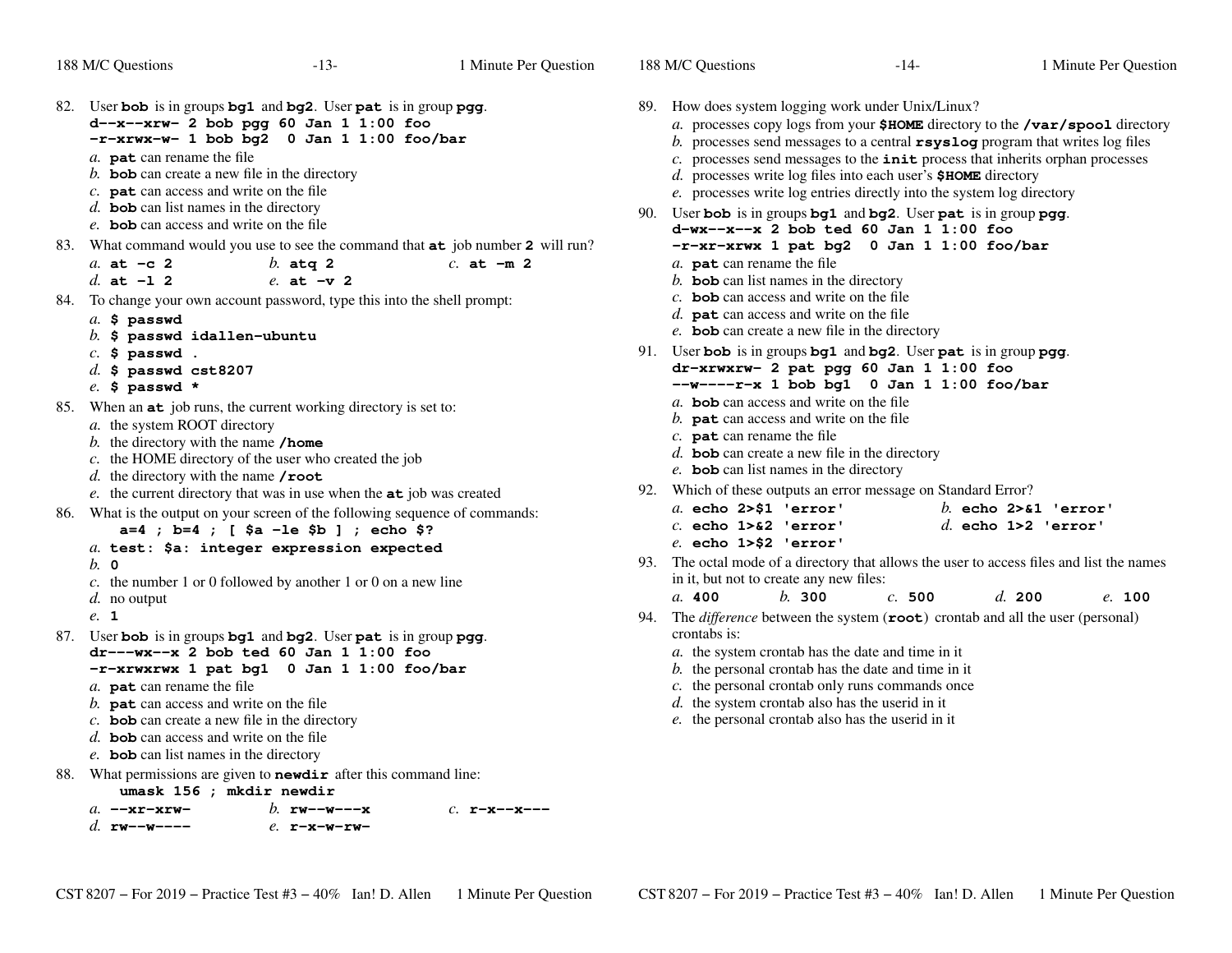82. User **bob** is in groups **bg1** and **bg2**. User **pat** is in group **pgg**.
```
d--x--xrw- 2 bob pgg 60 Jan 1 1:00 foo
-r-xrwx-w- 1 bob bg2  0 Jan 1 1:00 foo/bar
```
*a.* **pat** can rename the file
*b.* **bob** can create a new file in the directory
*c.* **pat** can access and write on the file
*d.* **bob** can list names in the directory
*e.* **bob** can access and write on the file

83. What command would you use to see the command that **at** job number **2** will run?
*a.* **at -c 2** *b.* **atq 2** *c.* **at -m 2**
*d.* **at -l 2** *e.* **at -v 2**

84. To change your own account password, type this into the shell prompt:
*a.* **$ passwd**
*b.* **$ passwd idallen-ubuntu**
*c.* **$ passwd .**
*d.* **$ passwd cst8207**
*e.* **$ passwd ***

85. When an **at** job runs, the current working directory is set to:
*a.* the system ROOT directory
*b.* the directory with the name **/home**
*c.* the HOME directory of the user who created the job
*d.* the directory with the name **/root**
*e.* the current directory that was in use when the **at** job was created

86. What is the output on your screen of the following sequence of commands:
```
a=4 ; b=4 ; [ $a -le $b ] ; echo $?
```
*a.* **test: $a: integer expression expected**
*b.* **0**
*c.* the number 1 or 0 followed by another 1 or 0 on a new line
*d.* no output
*e.* **1**

87. User **bob** is in groups **bg1** and **bg2**. User **pat** is in group **pgg**.
```
dr---wx--x 2 bob ted 60 Jan 1 1:00 foo
-r-xrwxrwx 1 pat bg1  0 Jan 1 1:00 foo/bar
```
*a.* **pat** can rename the file
*b.* **pat** can access and write on the file
*c.* **bob** can create a new file in the directory
*d.* **bob** can access and write on the file
*e.* **bob** can list names in the directory

88. What permissions are given to **newdir** after this command line:
```
umask 156 ; mkdir newdir
```
*a.* **--xr-xrw-** *b.* **rw--w---x** *c.* **r-x--x---**
*d.* **rw--w----** *e.* **r-x-w-rw-**

89. How does system logging work under Unix/Linux?
*a.* processes copy logs from your **$HOME** directory to the **/var/spool** directory
*b.* processes send messages to a central **rsyslog** program that writes log files
*c.* processes send messages to the **init** process that inherits orphan processes
*d.* processes write log files into each user's **$HOME** directory
*e.* processes write log entries directly into the system log directory

90. User **bob** is in groups **bg1** and **bg2**. User **pat** is in group **pgg**.
```
d-wx--x--x 2 bob ted 60 Jan 1 1:00 foo
-r-xr-xrwx 1 pat bg2  0 Jan 1 1:00 foo/bar
```
*a.* **pat** can rename the file
*b.* **bob** can list names in the directory
*c.* **bob** can access and write on the file
*d.* **pat** can access and write on the file
*e.* **bob** can create a new file in the directory

91. User **bob** is in groups **bg1** and **bg2**. User **pat** is in group **pgg**.
```
dr-xrwxrw- 2 pat pgg 60 Jan 1 1:00 foo
--w----r-x 1 bob bg1  0 Jan 1 1:00 foo/bar
```
*a.* **bob** can access and write on the file
*b.* **pat** can access and write on the file
*c.* **pat** can rename the file
*d.* **bob** can create a new file in the directory
*e.* **bob** can list names in the directory

92. Which of these outputs an error message on Standard Error?
*a.* **echo 2>$1 'error'** *b.* **echo 2>&1 'error'**
*c.* **echo 1>&2 'error'** *d.* **echo 1>2 'error'**
*e.* **echo 1>$2 'error'**

93. The octal mode of a directory that allows the user to access files and list the names in it, but not to create any new files:
*a.* **400** *b.* **300** *c.* **500** *d.* **200** *e.* **100**

94. The *difference* between the system (**root**) crontab and all the user (personal) crontabs is:
*a.* the system crontab has the date and time in it
*b.* the personal crontab has the date and time in it
*c.* the personal crontab only runs commands once
*d.* the system crontab also has the userid in it
*e.* the personal crontab also has the userid in it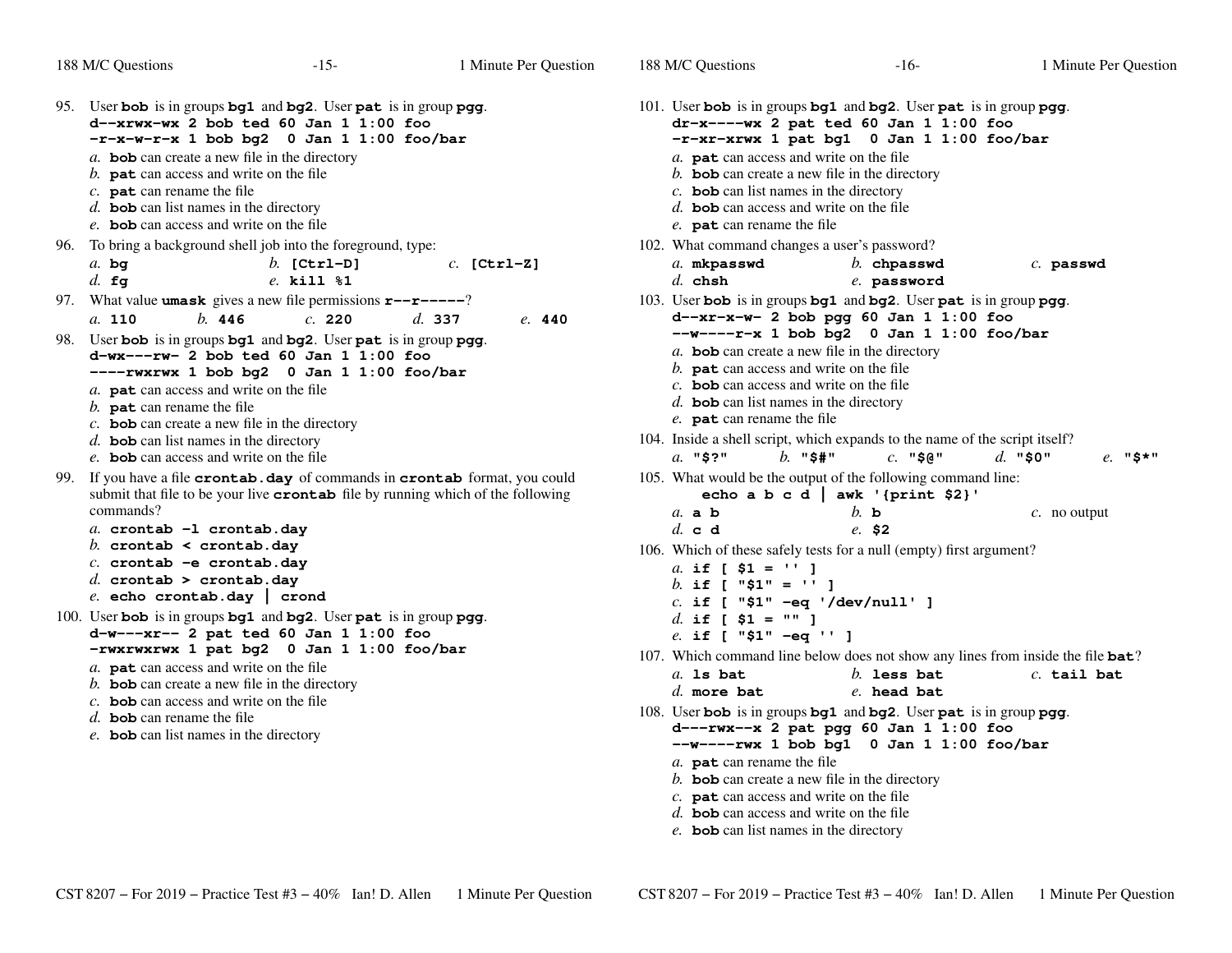95. User **bob** is in groups **bg1** and **bg2**. User **pat** is in group **pgg**.
```
d--xrwx-wx 2 bob ted 60 Jan 1 1:00 foo
-r-x-w-r-x 1 bob bg2  0 Jan 1 1:00 foo/bar
```
*a.* **bob** can create a new file in the directory
*b.* **pat** can access and write on the file
*c.* **pat** can rename the file
*d.* **bob** can list names in the directory
*e.* **bob** can access and write on the file

96. To bring a background shell job into the foreground, type:
*a.* **bg** *b.* **[Ctrl-D]** *c.* **[Ctrl-Z]**
*d.* **fg** *e.* **kill %1**

97. What value **umask** gives a new file permissions **r--r-----**?
*a.* **110** *b.* **446** *c.* **220** *d.* **337** *e.* **440**

98. User **bob** is in groups **bg1** and **bg2**. User **pat** is in group **pgg**.
```
d-wx---rw- 2 bob ted 60 Jan 1 1:00 foo
----rwxrwx 1 bob bg2  0 Jan 1 1:00 foo/bar
```
*a.* **pat** can access and write on the file
*b.* **pat** can rename the file
*c.* **bob** can create a new file in the directory
*d.* **bob** can list names in the directory
*e.* **bob** can access and write on the file

99. If you have a file **crontab.day** of commands in **crontab** format, you could submit that file to be your live **crontab** file by running which of the following commands?
*a.* **crontab -l crontab.day**
*b.* **crontab < crontab.day**
*c.* **crontab -e crontab.day**
*d.* **crontab > crontab.day**
*e.* **echo crontab.day | crond**

100. User **bob** is in groups **bg1** and **bg2**. User **pat** is in group **pgg**.
```
d-w---xr-- 2 pat ted 60 Jan 1 1:00 foo
-rwxrwxrwx 1 pat bg2  0 Jan 1 1:00 foo/bar
```
*a.* **pat** can access and write on the file
*b.* **bob** can create a new file in the directory
*c.* **bob** can access and write on the file
*d.* **bob** can rename the file
*e.* **bob** can list names in the directory

101. User **bob** is in groups **bg1** and **bg2**. User **pat** is in group **pgg**.
```
dr-x----wx 2 pat ted 60 Jan 1 1:00 foo
-r-xr-xrwx 1 pat bg1  0 Jan 1 1:00 foo/bar
```
*a.* **pat** can access and write on the file
*b.* **bob** can create a new file in the directory
*c.* **bob** can list names in the directory
*d.* **bob** can access and write on the file
*e.* **pat** can rename the file

102. What command changes a user's password?
*a.* **mkpasswd** *b.* **chpasswd** *c.* **passwd**
*d.* **chsh** *e.* **password**

103. User **bob** is in groups **bg1** and **bg2**. User **pat** is in group **pgg**.
```
d--xr-x-w- 2 bob pgg 60 Jan 1 1:00 foo
--w----r-x 1 bob bg2  0 Jan 1 1:00 foo/bar
```
*a.* **bob** can create a new file in the directory
*b.* **pat** can access and write on the file
*c.* **bob** can access and write on the file
*d.* **bob** can list names in the directory
*e.* **pat** can rename the file

104. Inside a shell script, which expands to the name of the script itself?
*a.* **"$?"** *b.* **"$#"** *c.* **"$@"** *d.* **"$0"** *e.* **"$*"**

105. What would be the output of the following command line:
**echo a b c d | awk '{print $2}'**
*a.* **a b** *b.* **b** *c.* no output
*d.* **c d** *e.* **$2**

106. Which of these safely tests for a null (empty) first argument?
*a.* **if [ $1 = '' ]**
*b.* **if [ "$1" = '' ]**
*c.* **if [ "$1" -eq '/dev/null' ]**
*d.* **if [ $1 = "" ]**
*e.* **if [ "$1" -eq '' ]**

107. Which command line below does not show any lines from inside the file **bat**?
*a.* **ls bat** *b.* **less bat** *c.* **tail bat**
*d.* **more bat** *e.* **head bat**

108. User **bob** is in groups **bg1** and **bg2**. User **pat** is in group **pgg**.
```
d---rwx--x 2 pat pgg 60 Jan 1 1:00 foo
--w----rwx 1 bob bg1  0 Jan 1 1:00 foo/bar
```
*a.* **pat** can rename the file
*b.* **bob** can create a new file in the directory
*c.* **pat** can access and write on the file
*d.* **bob** can access and write on the file
*e.* **bob** can list names in the directory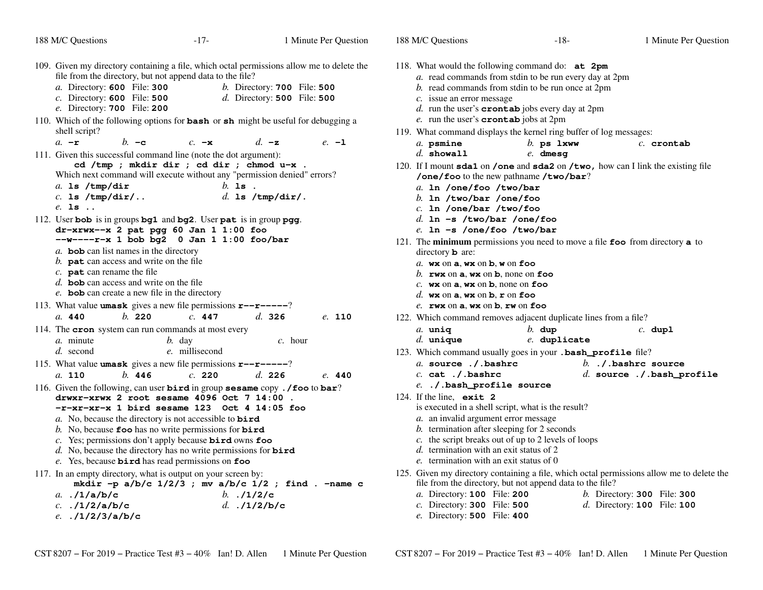109. Given my directory containing a file, which octal permissions allow me to delete the file from the directory, but not append data to the file?
   *a.* Directory: **600** File: **300**
   *b.* Directory: **700** File: **500**
   *c.* Directory: **600** File: **500**
   *d.* Directory: **500** File: **500**
   *e.* Directory: **700** File: **200**

110. Which of the following options for **bash** or **sh** might be useful for debugging a shell script?
   *a.* **-r**
   *b.* **-c**
   *c.* **-x**
   *d.* **-z**
   *e.* **-l**

111. Given this successful command line (note the dot argument):
   **cd /tmp ; mkdir dir ; cd dir ; chmod u-x .**
   Which next command will execute without any "permission denied" errors?
   *a.* **ls /tmp/dir**
   *b.* **ls .**
   *c.* **ls /tmp/dir/..**
   *d.* **ls /tmp/dir/.**
   *e.* **ls ..**

112. User **bob** is in groups **bg1** and **bg2**. User **pat** is in group **pgg**.
   ```
   dr-xrwx--x 2 pat pgg 60 Jan 1 1:00 foo
   --w----r-x 1 bob bg2  0 Jan 1 1:00 foo/bar
   ```
   *a.* **bob** can list names in the directory
   *b.* **pat** can access and write on the file
   *c.* **pat** can rename the file
   *d.* **bob** can access and write on the file
   *e.* **bob** can create a new file in the directory

113. What value **umask** gives a new file permissions **r--r-----**?
   *a.* **440**
   *b.* **220**
   *c.* **447**
   *d.* **326**
   *e.* **110**

114. The **cron** system can run commands at most every
   *a.* minute
   *b.* day
   *c.* hour
   *d.* second
   *e.* millisecond

115. What value **umask** gives a new file permissions **r--r-----**?
   *a.* **110**
   *b.* **446**
   *c.* **220**
   *d.* **226**
   *e.* **440**

116. Given the following, can user **bird** in group **sesame** copy **./foo** to **bar**?
   ```
   drwxr-xrwx 2 root sesame 4096 Oct 7 14:00 .
   -r-xr-xr-x 1 bird sesame 123  Oct 4 14:05 foo
   ```
   *a.* No, because the directory is not accessible to **bird**
   *b.* No, because **foo** has no write permissions for **bird**
   *c.* Yes; permissions don't apply because **bird** owns **foo**
   *d.* No, because the directory has no write permissions for **bird**
   *e.* Yes, because **bird** has read permissions on **foo**

117. In an empty directory, what is output on your screen by:
   **mkdir -p a/b/c 1/2/3 ; mv a/b/c 1/2 ; find . -name c**
   *a.* **./1/a/b/c**
   *b.* **./1/2/c**
   *c.* **./1/2/a/b/c**
   *d.* **./1/2/b/c**
   *e.* **./1/2/3/a/b/c**

118. What would the following command do: **at 2pm**
   *a.* read commands from stdin to be run every day at 2pm
   *b.* read commands from stdin to be run once at 2pm
   *c.* issue an error message
   *d.* run the user's **crontab** jobs every day at 2pm
   *e.* run the user's **crontab** jobs at 2pm

119. What command displays the kernel ring buffer of log messages:
   *a.* **psmine**
   *b.* **ps lxww**
   *c.* **crontab**
   *d.* **showall**
   *e.* **dmesg**

120. If I mount **sda1** on **/one** and **sda2** on **/two,** how can I link the existing file **/one/foo** to the new pathname **/two/bar**?
   *a.* **ln /one/foo /two/bar**
   *b.* **ln /two/bar /one/foo**
   *c.* **ln /one/bar /two/foo**
   *d.* **ln -s /two/bar /one/foo**
   *e.* **ln -s /one/foo /two/bar**

121. The **minimum** permissions you need to move a file **foo** from directory **a** to directory **b** are:
   *a.* **wx** on **a**, **wx** on **b**, **w** on **foo**
   *b.* **rwx** on **a**, **wx** on **b**, none on **foo**
   *c.* **wx** on **a**, **wx** on **b**, none on **foo**
   *d.* **wx** on **a**, **wx** on **b**, **r** on **foo**
   *e.* **rwx** on **a**, **wx** on **b**, **rw** on **foo**

122. Which command removes adjacent duplicate lines from a file?
   *a.* **uniq**
   *b.* **dup**
   *c.* **dupl**
   *d.* **unique**
   *e.* **duplicate**

123. Which command usually goes in your **.bash_profile** file?
   *a.* **source ./.bashrc**
   *b.* **./.bashrc source**
   *c.* **cat ./.bashrc**
   *d.* **source ./.bash_profile**
   *e.* **./.bash_profile source**

124. If the line, **exit 2**
   is executed in a shell script, what is the result?
   *a.* an invalid argument error message
   *b.* termination after sleeping for 2 seconds
   *c.* the script breaks out of up to 2 levels of loops
   *d.* termination with an exit status of 2
   *e.* termination with an exit status of 0

125. Given my directory containing a file, which octal permissions allow me to delete the file from the directory, but not append data to the file?
   *a.* Directory: **100** File: **200**
   *b.* Directory: **300** File: **300**
   *c.* Directory: **300** File: **500**
   *d.* Directory: **100** File: **100**
   *e.* Directory: **500** File: **400**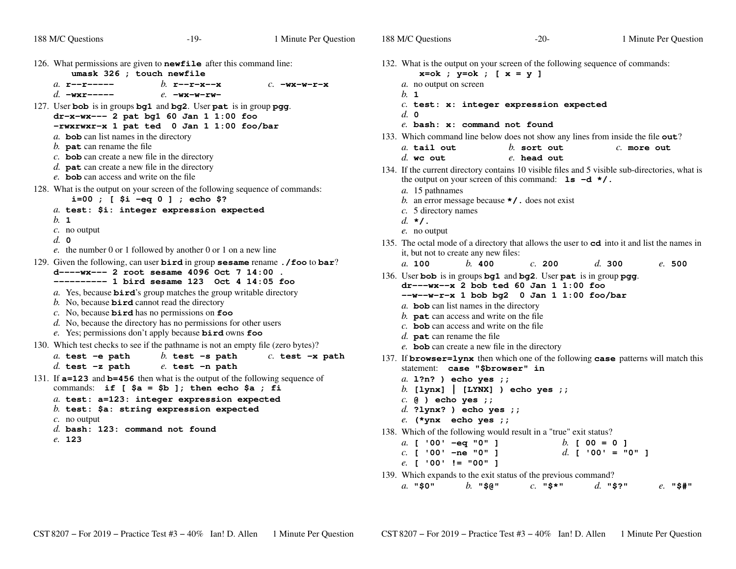126. What permissions are given to **newfile** after this command line:
    **umask 326 ; touch newfile**

    *a.* **r--r-----** *b.* **r--r-x--x** *c.* **-wx-w-r-x**
    *d.* **-wxr-----** *e.* **-wx-w-rw-**

127. User **bob** is in groups **bg1** and **bg2**. User **pat** is in group **pgg**.
    **dr-x-wx--- 2 pat bg1 60 Jan 1 1:00 foo**
    **-rwxrwxr-x 1 pat ted 0 Jan 1 1:00 foo/bar**

    *a.* **bob** can list names in the directory
    *b.* **pat** can rename the file
    *c.* **bob** can create a new file in the directory
    *d.* **pat** can create a new file in the directory
    *e.* **bob** can access and write on the file

128. What is the output on your screen of the following sequence of commands:
    **i=00 ; [ $i -eq 0 ] ; echo $?**

    *a.* **test: $i: integer expression expected**
    *b.* **1**
    *c.* no output
    *d.* **0**
    *e.* the number 0 or 1 followed by another 0 or 1 on a new line

129. Given the following, can user **bird** in group **sesame** rename **./foo** to **bar**?
    **d----wx--- 2 root sesame 4096 Oct 7 14:00 .**
    **---------- 1 bird sesame 123 Oct 4 14:05 foo**

    *a.* Yes, because **bird**'s group matches the group writable directory
    *b.* No, because **bird** cannot read the directory
    *c.* No, because **bird** has no permissions on **foo**
    *d.* No, because the directory has no permissions for other users
    *e.* Yes; permissions don't apply because **bird** owns **foo**

130. Which test checks to see if the pathname is not an empty file (zero bytes)?

    *a.* **test -e path** *b.* **test -s path** *c.* **test -x path**
    *d.* **test -z path** *e.* **test -n path**

131. If **a=123** and **b=456** then what is the output of the following sequence of commands: **if [ $a = $b ]; then echo $a ; fi**

    *a.* **test: a=123: integer expression expected**
    *b.* **test: $a: string expression expected**
    *c.* no output
    *d.* **bash: 123: command not found**
    *e.* **123**

132. What is the output on your screen of the following sequence of commands:
    **x=ok ; y=ok ; [ x = y ]**

    *a.* no output on screen
    *b.* **1**
    *c.* **test: x: integer expression expected**
    *d.* **0**
    *e.* **bash: x: command not found**

133. Which command line below does not show any lines from inside the file **out**?

    *a.* **tail out** *b.* **sort out** *c.* **more out**
    *d.* **wc out** *e.* **head out**

134. If the current directory contains 10 visible files and 5 visible sub-directories, what is the output on your screen of this command: **ls -d */.**

    *a.* 15 pathnames
    *b.* an error message because **\*/.** does not exist
    *c.* 5 directory names
    *d.* **\*/.**
    *e.* no output

135. The octal mode of a directory that allows the user to **cd** into it and list the names in it, but not to create any new files:

    *a.* **100** *b.* **400** *c.* **200** *d.* **300** *e.* **500**

136. User **bob** is in groups **bg1** and **bg2**. User **pat** is in group **pgg**.
    **dr---wx--x 2 bob ted 60 Jan 1 1:00 foo**
    **--w--w-r-x 1 bob bg2 0 Jan 1 1:00 foo/bar**

    *a.* **bob** can list names in the directory
    *b.* **pat** can access and write on the file
    *c.* **bob** can access and write on the file
    *d.* **pat** can rename the file
    *e.* **bob** can create a new file in the directory

137. If **browser=lynx** then which one of the following **case** patterns will match this statement: **case "$browser" in**

    *a.* **l?n? ) echo yes ;;**
    *b.* **[lynx] | [LYNX] ) echo yes ;;**
    *c.* **@ ) echo yes ;;**
    *d.* **?lynx? ) echo yes ;;**
    *e.* **(\*ynx echo yes ;;**

138. Which of the following would result in a "true" exit status?

    *a.* **[ '00' -eq "0" ]** *b.* **[ 00 = 0 ]**
    *c.* **[ '00' -ne "0" ]** *d.* **[ '00' = "0" ]**
    *e.* **[ '00' != "00" ]**

139. Which expands to the exit status of the previous command?

    *a.* **"$0"** *b.* **"$@"** *c.* **"$\*"** *d.* **"$?"** *e.* **"$#"**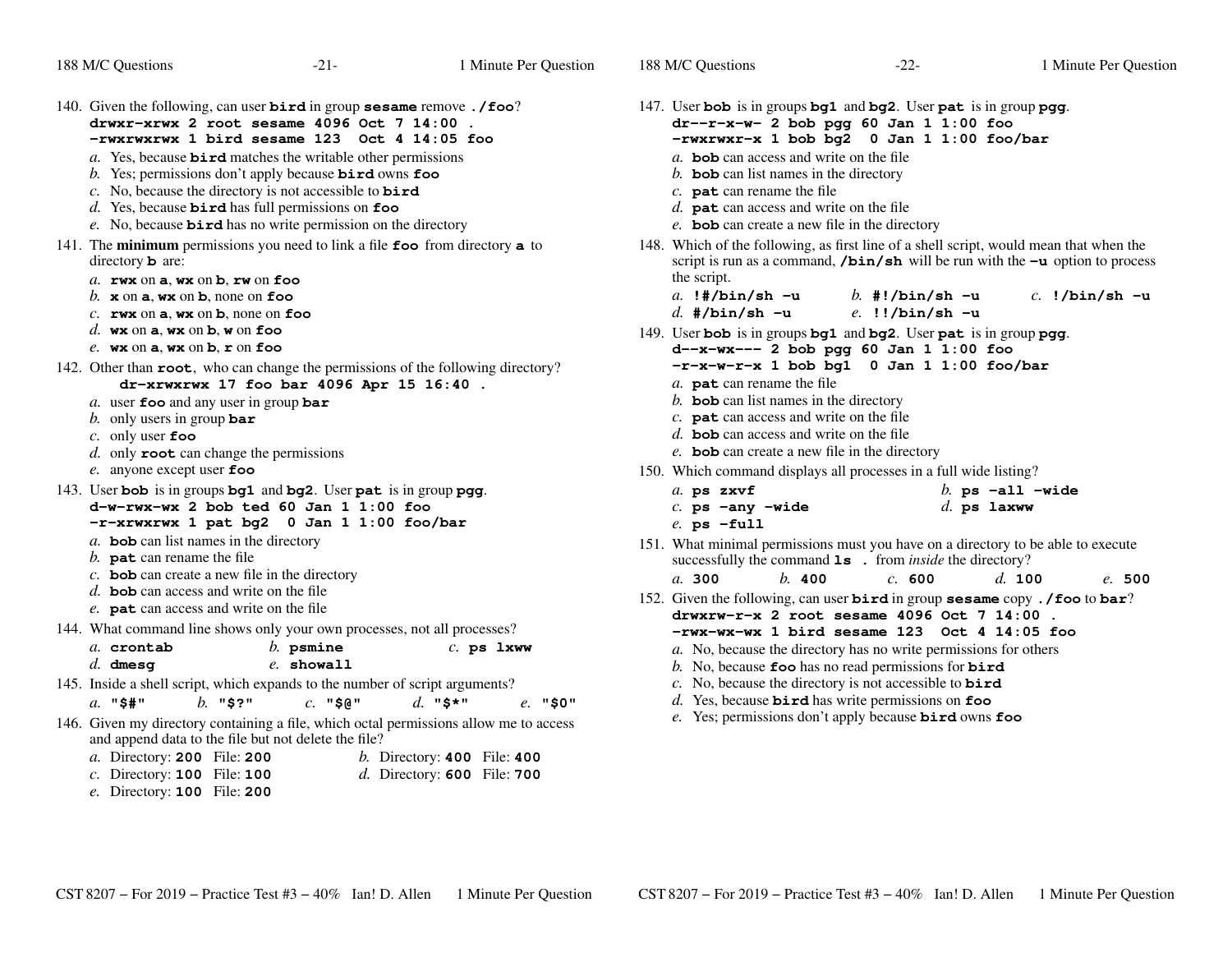140. Given the following, can user **bird** in group **sesame** remove **./foo**?
```
drwxr-xrwx 2 root sesame 4096 Oct 7 14:00 .
-rwxrwxrwx 1 bird sesame 123  Oct 4 14:05 foo
```
*a.* Yes, because **bird** matches the writable other permissions
*b.* Yes; permissions don't apply because **bird** owns **foo**
*c.* No, because the directory is not accessible to **bird**
*d.* Yes, because **bird** has full permissions on **foo**
*e.* No, because **bird** has no write permission on the directory

141. The **minimum** permissions you need to link a file **foo** from directory **a** to directory **b** are:
*a.* **rwx** on **a**, **wx** on **b**, **rw** on **foo**
*b.* **x** on **a**, **wx** on **b**, none on **foo**
*c.* **rwx** on **a**, **wx** on **b**, none on **foo**
*d.* **wx** on **a**, **wx** on **b**, **w** on **foo**
*e.* **wx** on **a**, **wx** on **b**, **r** on **foo**

142. Other than **root**, who can change the permissions of the following directory?
```
dr-xrwxrwx 17 foo bar 4096 Apr 15 16:40 .
```
*a.* user **foo** and any user in group **bar**
*b.* only users in group **bar**
*c.* only user **foo**
*d.* only **root** can change the permissions
*e.* anyone except user **foo**

143. User **bob** is in groups **bg1** and **bg2**. User **pat** is in group **pgg**.
```
d-w-rwx-wx 2 bob ted 60 Jan 1 1:00 foo
-r-xrwxrwx 1 pat bg2  0 Jan 1 1:00 foo/bar
```
*a.* **bob** can list names in the directory
*b.* **pat** can rename the file
*c.* **bob** can create a new file in the directory
*d.* **bob** can access and write on the file
*e.* **pat** can access and write on the file

144. What command line shows only your own processes, not all processes?
*a.* **crontab** *b.* **psmine** *c.* **ps lxww** *d.* **dmesg** *e.* **showall**

145. Inside a shell script, which expands to the number of script arguments?
*a.* **"$#"** *b.* **"$?"** *c.* **"$@"** *d.* **"$*"** *e.* **"$0"**

146. Given my directory containing a file, which octal permissions allow me to access and append data to the file but not delete the file?
*a.* Directory: **200** File: **200**
*b.* Directory: **400** File: **400**
*c.* Directory: **100** File: **100**
*d.* Directory: **600** File: **700**
*e.* Directory: **100** File: **200**

147. User **bob** is in groups **bg1** and **bg2**. User **pat** is in group **pgg**.
```
dr--r-x-w- 2 bob pgg 60 Jan 1 1:00 foo
-rwxrwxr-x 1 bob bg2  0 Jan 1 1:00 foo/bar
```
*a.* **bob** can access and write on the file
*b.* **bob** can list names in the directory
*c.* **pat** can rename the file
*d.* **pat** can access and write on the file
*e.* **bob** can create a new file in the directory

148. Which of the following, as first line of a shell script, would mean that when the script is run as a command, **/bin/sh** will be run with the **-u** option to process the script.
*a.* **!#/bin/sh -u** *b.* **#!/bin/sh -u** *c.* **!/bin/sh -u** *d.* **#/bin/sh -u** *e.* **!!/bin/sh -u**

149. User **bob** is in groups **bg1** and **bg2**. User **pat** is in group **pgg**.
```
d--x-wx--- 2 bob pgg 60 Jan 1 1:00 foo
-r-x-w-r-x 1 bob bg1  0 Jan 1 1:00 foo/bar
```
*a.* **pat** can rename the file
*b.* **bob** can list names in the directory
*c.* **pat** can access and write on the file
*d.* **bob** can access and write on the file
*e.* **bob** can create a new file in the directory

150. Which command displays all processes in a full wide listing?
*a.* **ps zxvf**
*b.* **ps -all -wide**
*c.* **ps -any -wide**
*d.* **ps laxww**
*e.* **ps -full**

151. What minimal permissions must you have on a directory to be able to execute successfully the command **ls .** from *inside* the directory?
*a.* **300** *b.* **400** *c.* **600** *d.* **100** *e.* **500**

152. Given the following, can user **bird** in group **sesame** copy **./foo** to **bar**?
```
drwxrw-r-x 2 root sesame 4096 Oct 7 14:00 .
-rwx-wx-wx 1 bird sesame 123  Oct 4 14:05 foo
```
*a.* No, because the directory has no write permissions for others
*b.* No, because **foo** has no read permissions for **bird**
*c.* No, because the directory is not accessible to **bird**
*d.* Yes, because **bird** has write permissions on **foo**
*e.* Yes; permissions don't apply because **bird** owns **foo**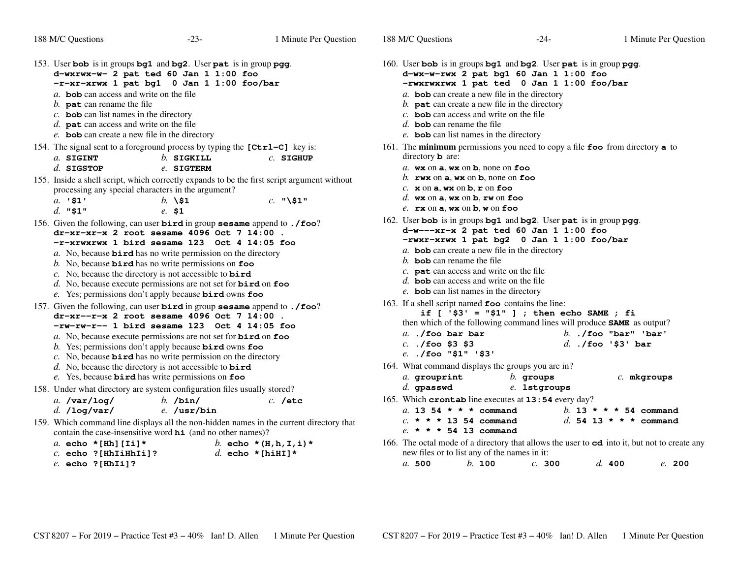153. User **bob** is in groups **bg1** and **bg2**. User **pat** is in group **pgg**.

```
d-wxrwx-w- 2 pat ted 60 Jan 1 1:00 foo
-r-xr-xrwx 1 pat bg1  0 Jan 1 1:00 foo/bar
```

*a.* **bob** can access and write on the file
*b.* **pat** can rename the file
*c.* **bob** can list names in the directory
*d.* **pat** can access and write on the file
*e.* **bob** can create a new file in the directory

154. The signal sent to a foreground process by typing the **[Ctrl-C]** key is:

*a.* **SIGINT** *b.* **SIGKILL** *c.* **SIGHUP**
*d.* **SIGSTOP** *e.* **SIGTERM**

155. Inside a shell script, which correctly expands to be the first script argument without processing any special characters in the argument?

*a.* **'$1'** *b.* **\$1** *c.* **"\$1"**
*d.* **"$1"** *e.* **$1**

156. Given the following, can user **bird** in group **sesame** append to **./foo**?

```
dr-xr-xr-x 2 root sesame 4096 Oct 7 14:00 .
-r-xrwxrwx 1 bird sesame 123  Oct 4 14:05 foo
```

*a.* No, because **bird** has no write permission on the directory
*b.* No, because **bird** has no write permissions on **foo**
*c.* No, because the directory is not accessible to **bird**
*d.* No, because execute permissions are not set for **bird** on **foo**
*e.* Yes; permissions don't apply because **bird** owns **foo**

157. Given the following, can user **bird** in group **sesame** append to **./foo**?

```
dr-xr--r-x 2 root sesame 4096 Oct 7 14:00 .
-rw-rw-r-- 1 bird sesame 123  Oct 4 14:05 foo
```

*a.* No, because execute permissions are not set for **bird** on **foo**
*b.* Yes; permissions don't apply because **bird** owns **foo**
*c.* No, because **bird** has no write permission on the directory
*d.* No, because the directory is not accessible to **bird**
*e.* Yes, because **bird** has write permissions on **foo**

158. Under what directory are system configuration files usually stored?

*a.* **/var/log/** *b.* **/bin/** *c.* **/etc**
*d.* **/log/var/** *e.* **/usr/bin**

159. Which command line displays all the non-hidden names in the current directory that contain the case-insensitive word **hi** (and no other names)?

*a.* **echo *[Hh][Ii]*** *b.* **echo *(H,h,I,i)***
*c.* **echo ?[HhIiHhIi]?** *d.* **echo *[hiHI]***
*e.* **echo ?[HhIi]?**

160. User **bob** is in groups **bg1** and **bg2**. User **pat** is in group **pgg**.

```
d-wx-w-rwx 2 pat bg1 60 Jan 1 1:00 foo
-rwxrwxrwx 1 pat ted  0 Jan 1 1:00 foo/bar
```

*a.* **bob** can create a new file in the directory
*b.* **pat** can create a new file in the directory
*c.* **bob** can access and write on the file
*d.* **bob** can rename the file
*e.* **bob** can list names in the directory

161. The **minimum** permissions you need to copy a file **foo** from directory **a** to directory **b** are:

*a.* **wx** on **a**, **wx** on **b**, none on **foo**
*b.* **rwx** on **a**, **wx** on **b**, none on **foo**
*c.* **x** on **a**, **wx** on **b**, **r** on **foo**
*d.* **wx** on **a**, **wx** on **b**, **rw** on **foo**
*e.* **rx** on **a**, **wx** on **b**, **w** on **foo**

162. User **bob** is in groups **bg1** and **bg2**. User **pat** is in group **pgg**.

```
d-w---xr-x 2 pat ted 60 Jan 1 1:00 foo
-rwxr-xrwx 1 pat bg2  0 Jan 1 1:00 foo/bar
```

*a.* **bob** can create a new file in the directory
*b.* **bob** can rename the file
*c.* **pat** can access and write on the file
*d.* **bob** can access and write on the file
*e.* **bob** can list names in the directory

163. If a shell script named **foo** contains the line:

```
if [ '$3' = "$1" ] ; then echo SAME ; fi
```

then which of the following command lines will produce **SAME** as output?

*a.* **./foo bar bar** *b.* **./foo "bar" 'bar'**
*c.* **./foo $3 $3** *d.* **./foo '$3' bar**
*e.* **./foo "$1" '$3'**

164. What command displays the groups you are in?

*a.* **grouprint** *b.* **groups** *c.* **mkgroups**
*d.* **gpasswd** *e.* **lstgroups**

165. Which **crontab** line executes at **13:54** every day?

*a.* **13 54 * * * command** *b.* **13 * * * 54 command**
*c.* *** * * 13 54 command** *d.* **54 13 * * * command**
*e.* *** * * 54 13 command**

166. The octal mode of a directory that allows the user to **cd** into it, but not to create any new files or to list any of the names in it:

*a.* **500** *b.* **100** *c.* **300** *d.* **400** *e.* **200**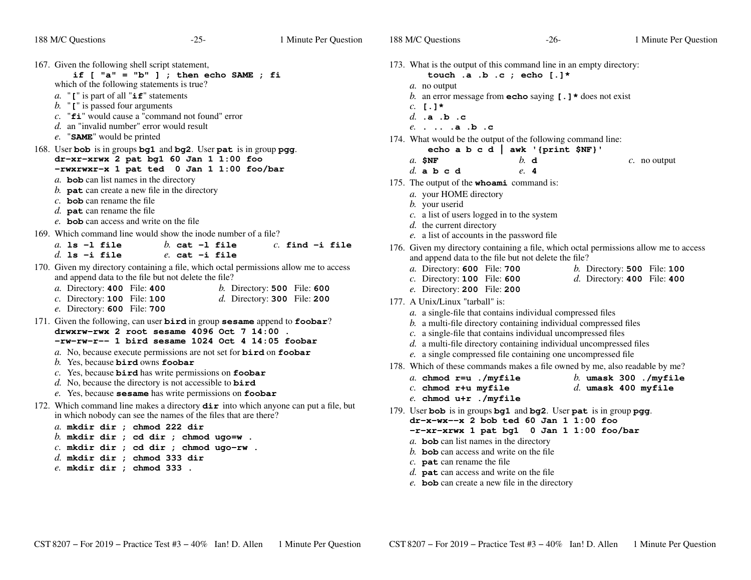167. Given the following shell script statement,
    **if [ "a" = "b" ] ; then echo SAME ; fi**
    which of the following statements is true?
    *a.* "**[**" is part of all "**if**" statements
    *b.* "**[**" is passed four arguments
    *c.* "**fi**" would cause a "command not found" error
    *d.* an "invalid number" error would result
    *e.* "**SAME**" would be printed

168. User **bob** is in groups **bg1** and **bg2**. User **pat** is in group **pgg**.
```
dr-xr-xrwx 2 pat bg1 60 Jan 1 1:00 foo
-rwxrwxr-x 1 pat ted  0 Jan 1 1:00 foo/bar
```
    *a.* **bob** can list names in the directory
    *b.* **pat** can create a new file in the directory
    *c.* **bob** can rename the file
    *d.* **pat** can rename the file
    *e.* **bob** can access and write on the file

169. Which command line would show the inode number of a file?
    *a.* **ls -l file**  *b.* **cat -l file**  *c.* **find -i file**
    *d.* **ls -i file**  *e.* **cat -i file**

170. Given my directory containing a file, which octal permissions allow me to access and append data to the file but not delete the file?
    *a.* Directory: **400** File: **400**  *b.* Directory: **500** File: **600**
    *c.* Directory: **100** File: **100**  *d.* Directory: **300** File: **200**
    *e.* Directory: **600** File: **700**

171. Given the following, can user **bird** in group **sesame** append to **foobar**?
```
drwxrw-rwx 2 root sesame 4096 Oct 7 14:00 .
-rw-rw-r-- 1 bird sesame 1024 Oct 4 14:05 foobar
```
    *a.* No, because execute permissions are not set for **bird** on **foobar**
    *b.* Yes, because **bird** owns **foobar**
    *c.* Yes, because **bird** has write permissions on **foobar**
    *d.* No, because the directory is not accessible to **bird**
    *e.* Yes, because **sesame** has write permissions on **foobar**

172. Which command line makes a directory **dir** into which anyone can put a file, but in which nobody can see the names of the files that are there?
    *a.* **mkdir dir ; chmod 222 dir**
    *b.* **mkdir dir ; cd dir ; chmod ugo=w .**
    *c.* **mkdir dir ; cd dir ; chmod ugo-rw .**
    *d.* **mkdir dir ; chmod 333 dir**
    *e.* **mkdir dir ; chmod 333 .**

173. What is the output of this command line in an empty directory:
    **touch .a .b .c ; echo [.]***
    *a.* no output
    *b.* an error message from **echo** saying **[.]*** does not exist
    *c.* **[.]***
    *d.* **.a .b .c**
    *e.* **. .. .a .b .c**

174. What would be the output of the following command line:
    **echo a b c d | awk '{print $NF}'**
    *a.* **$NF**  *b.* **d**  *c.* no output
    *d.* **a b c d**  *e.* **4**

175. The output of the **whoami** command is:
    *a.* your HOME directory
    *b.* your userid
    *c.* a list of users logged in to the system
    *d.* the current directory
    *e.* a list of accounts in the password file

176. Given my directory containing a file, which octal permissions allow me to access and append data to the file but not delete the file?
    *a.* Directory: **600** File: **700**  *b.* Directory: **500** File: **100**
    *c.* Directory: **100** File: **600**  *d.* Directory: **400** File: **400**
    *e.* Directory: **200** File: **200**

177. A Unix/Linux "tarball" is:
    *a.* a single-file that contains individual compressed files
    *b.* a multi-file directory containing individual compressed files
    *c.* a single-file that contains individual uncompressed files
    *d.* a multi-file directory containing individual uncompressed files
    *e.* a single compressed file containing one uncompressed file

178. Which of these commands makes a file owned by me, also readable by me?
    *a.* **chmod r=u ./myfile**  *b.* **umask 300 ./myfile**
    *c.* **chmod r+u myfile**  *d.* **umask 400 myfile**
    *e.* **chmod u+r ./myfile**

179. User **bob** is in groups **bg1** and **bg2**. User **pat** is in group **pgg**.
```
dr-x-wx--x 2 bob ted 60 Jan 1 1:00 foo
-r-xr-xrwx 1 pat bg1  0 Jan 1 1:00 foo/bar
```
    *a.* **bob** can list names in the directory
    *b.* **bob** can access and write on the file
    *c.* **pat** can rename the file
    *d.* **pat** can access and write on the file
    *e.* **bob** can create a new file in the directory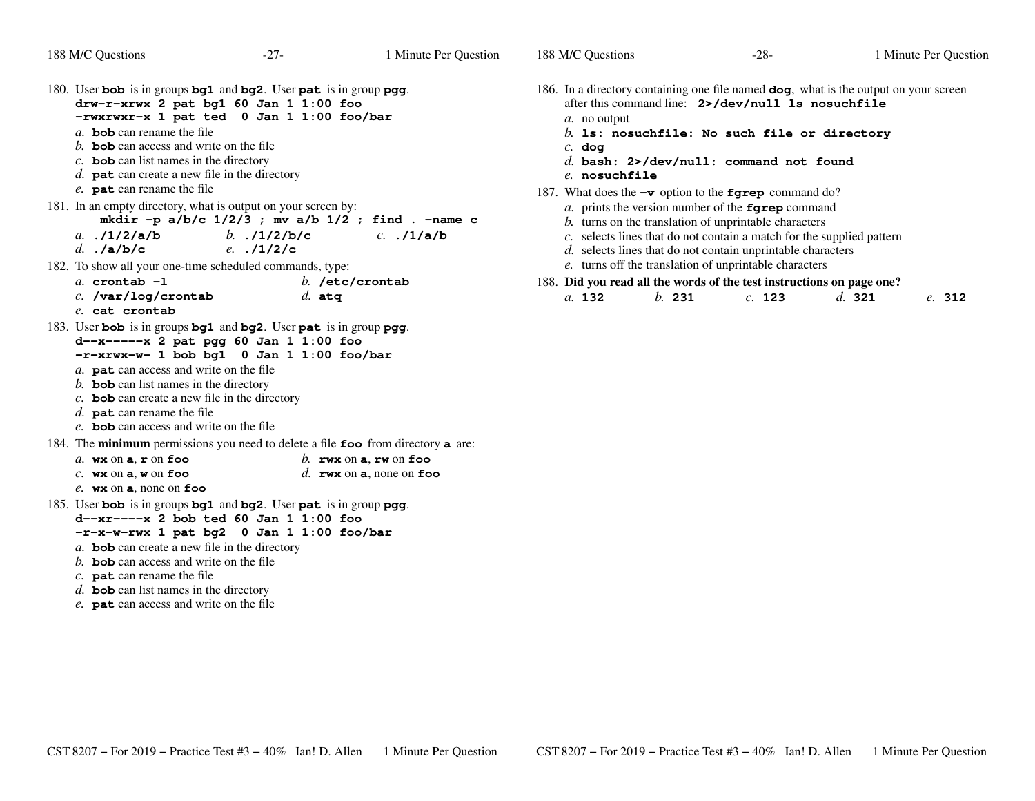180. User **bob** is in groups **bg1** and **bg2**. User **pat** is in group **pgg**.

```
drw-r-xrwx 2 pat bg1 60 Jan 1 1:00 foo
-rwxrwxr-x 1 pat ted  0 Jan 1 1:00 foo/bar
```

*a.* **bob** can rename the file
*b.* **bob** can access and write on the file
*c.* **bob** can list names in the directory
*d.* **pat** can create a new file in the directory
*e.* **pat** can rename the file

181. In an empty directory, what is output on your screen by:

```
mkdir -p a/b/c 1/2/3 ; mv a/b 1/2 ; find . -name c
```

*a.* **./1/2/a/b** *b.* **./1/2/b/c** *c.* **./1/a/b**
*d.* **./a/b/c** *e.* **./1/2/c**

182. To show all your one-time scheduled commands, type:

*a.* **crontab -l** *b.* **/etc/crontab**
*c.* **/var/log/crontab** *d.* **atq**
*e.* **cat crontab**

183. User **bob** is in groups **bg1** and **bg2**. User **pat** is in group **pgg**.

```
d--x-----x 2 pat pgg 60 Jan 1 1:00 foo
-r-xrwx-w- 1 bob bg1  0 Jan 1 1:00 foo/bar
```

*a.* **pat** can access and write on the file
*b.* **bob** can list names in the directory
*c.* **bob** can create a new file in the directory
*d.* **pat** can rename the file
*e.* **bob** can access and write on the file

184. The **minimum** permissions you need to delete a file **foo** from directory **a** are:

*a.* **wx** on **a**, **r** on **foo** *b.* **rwx** on **a**, **rw** on **foo**
*c.* **wx** on **a**, **w** on **foo** *d.* **rwx** on **a**, none on **foo**
*e.* **wx** on **a**, none on **foo**

185. User **bob** is in groups **bg1** and **bg2**. User **pat** is in group **pgg**.

```
d--xr----x 2 bob ted 60 Jan 1 1:00 foo
-r-x-w-rwx 1 pat bg2  0 Jan 1 1:00 foo/bar
```

*a.* **bob** can create a new file in the directory
*b.* **bob** can access and write on the file
*c.* **pat** can rename the file
*d.* **bob** can list names in the directory
*e.* **pat** can access and write on the file

186. In a directory containing one file named **dog**, what is the output on your screen after this command line: **2>/dev/null ls nosuchfile**

*a.* no output
*b.* **ls: nosuchfile: No such file or directory**
*c.* **dog**
*d.* **bash: 2>/dev/null: command not found**
*e.* **nosuchfile**

187. What does the **-v** option to the **fgrep** command do?

*a.* prints the version number of the **fgrep** command
*b.* turns on the translation of unprintable characters
*c.* selects lines that do not contain a match for the supplied pattern
*d.* selects lines that do not contain unprintable characters
*e.* turns off the translation of unprintable characters

188. **Did you read all the words of the test instructions on page one?**

*a.* **132** *b.* **231** *c.* **123** *d.* **321** *e.* **312**